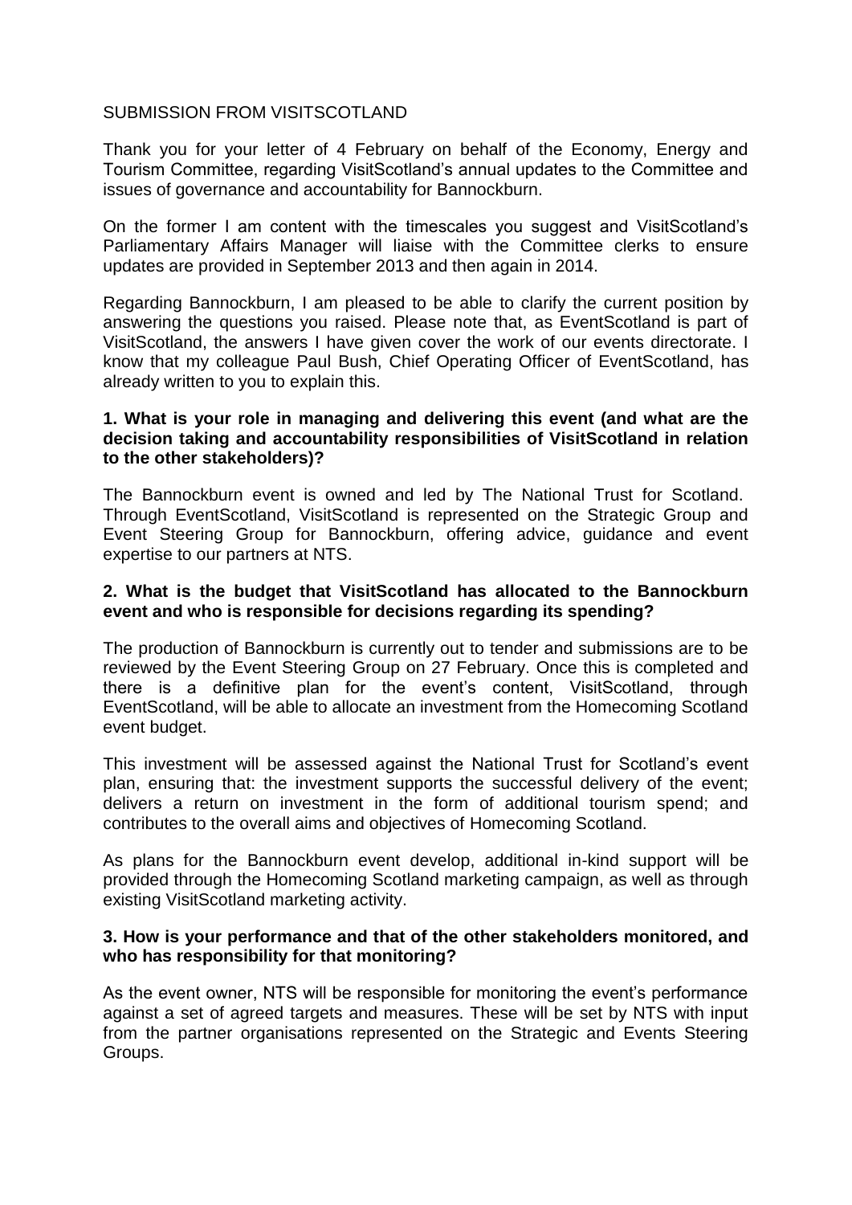SUBMISSION FROM VISITSCOTLAND

Thank you for your letter of 4 February on behalf of the Economy, Energy and Tourism Committee, regarding VisitScotland's annual updates to the Committee and issues of governance and accountability for Bannockburn.

On the former I am content with the timescales you suggest and VisitScotland's Parliamentary Affairs Manager will liaise with the Committee clerks to ensure updates are provided in September 2013 and then again in 2014.

Regarding Bannockburn, I am pleased to be able to clarify the current position by answering the questions you raised. Please note that, as EventScotland is part of VisitScotland, the answers I have given cover the work of our events directorate. I know that my colleague Paul Bush, Chief Operating Officer of EventScotland, has already written to you to explain this.

**1. What is your role in managing and delivering this event (and what are the decision taking and accountability responsibilities of VisitScotland in relation to the other stakeholders)?**

The Bannockburn event is owned and led by The National Trust for Scotland. Through EventScotland, VisitScotland is represented on the Strategic Group and Event Steering Group for Bannockburn, offering advice, guidance and event expertise to our partners at NTS.

**2. What is the budget that VisitScotland has allocated to the Bannockburn event and who is responsible for decisions regarding its spending?**

The production of Bannockburn is currently out to tender and submissions are to be reviewed by the Event Steering Group on 27 February. Once this is completed and there is a definitive plan for the event's content, VisitScotland, through EventScotland, will be able to allocate an investment from the Homecoming Scotland event budget.

This investment will be assessed against the National Trust for Scotland's event plan, ensuring that: the investment supports the successful delivery of the event; delivers a return on investment in the form of additional tourism spend; and contributes to the overall aims and objectives of Homecoming Scotland.

As plans for the Bannockburn event develop, additional in-kind support will be provided through the Homecoming Scotland marketing campaign, as well as through existing VisitScotland marketing activity.

**3. How is your performance and that of the other stakeholders monitored, and who has responsibility for that monitoring?**

As the event owner, NTS will be responsible for monitoring the event's performance against a set of agreed targets and measures. These will be set by NTS with input from the partner organisations represented on the Strategic and Events Steering Groups.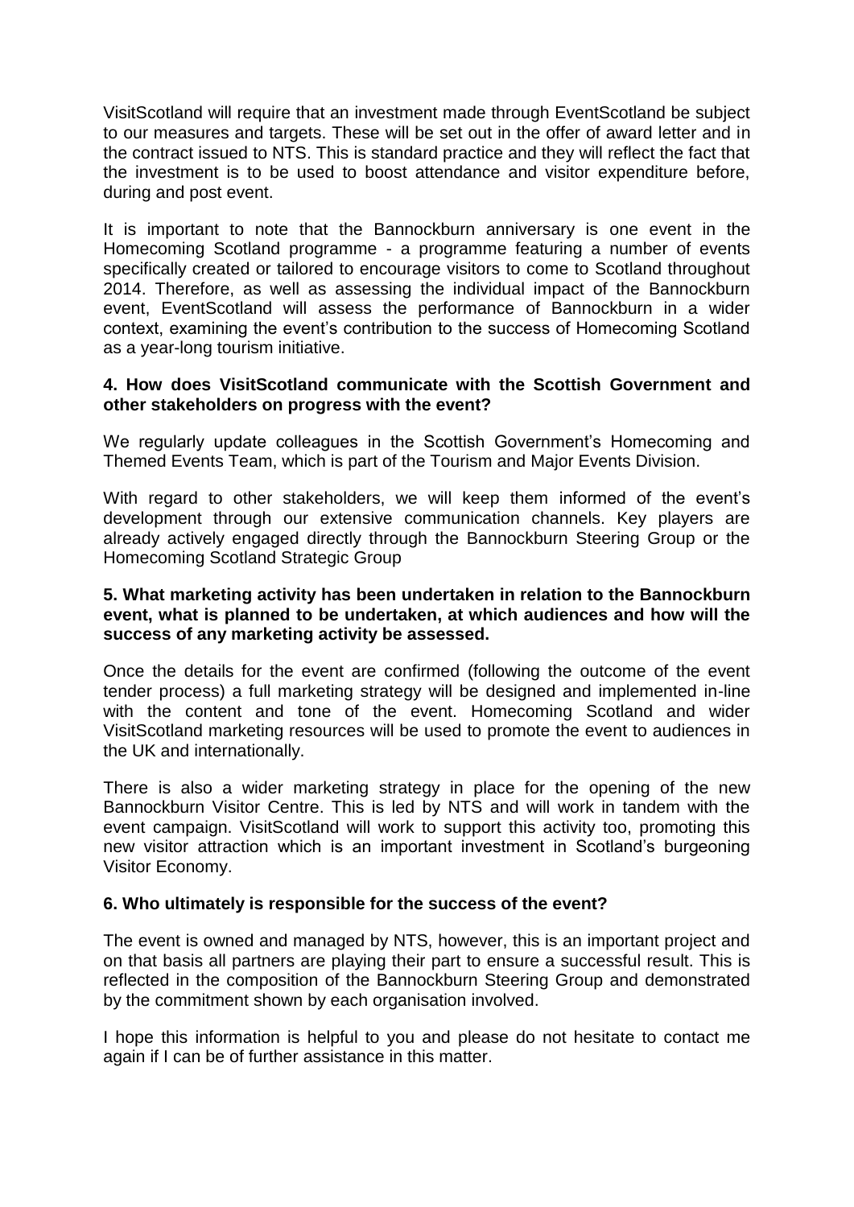VisitScotland will require that an investment made through EventScotland be subject to our measures and targets. These will be set out in the offer of award letter and in the contract issued to NTS. This is standard practice and they will reflect the fact that the investment is to be used to boost attendance and visitor expenditure before, during and post event.

It is important to note that the Bannockburn anniversary is one event in the Homecoming Scotland programme - a programme featuring a number of events specifically created or tailored to encourage visitors to come to Scotland throughout 2014. Therefore, as well as assessing the individual impact of the Bannockburn event, EventScotland will assess the performance of Bannockburn in a wider context, examining the event's contribution to the success of Homecoming Scotland as a year-long tourism initiative.

**4. How does VisitScotland communicate with the Scottish Government and other stakeholders on progress with the event?**

We regularly update colleagues in the Scottish Government's Homecoming and Themed Events Team, which is part of the Tourism and Major Events Division.

With regard to other stakeholders, we will keep them informed of the event's development through our extensive communication channels. Key players are already actively engaged directly through the Bannockburn Steering Group or the Homecoming Scotland Strategic Group

**5. What marketing activity has been undertaken in relation to the Bannockburn event, what is planned to be undertaken, at which audiences and how will the success of any marketing activity be assessed.**

Once the details for the event are confirmed (following the outcome of the event tender process) a full marketing strategy will be designed and implemented in-line with the content and tone of the event. Homecoming Scotland and wider VisitScotland marketing resources will be used to promote the event to audiences in the UK and internationally.

There is also a wider marketing strategy in place for the opening of the new Bannockburn Visitor Centre. This is led by NTS and will work in tandem with the event campaign. VisitScotland will work to support this activity too, promoting this new visitor attraction which is an important investment in Scotland's burgeoning Visitor Economy.

**6. Who ultimately is responsible for the success of the event?**

The event is owned and managed by NTS, however, this is an important project and on that basis all partners are playing their part to ensure a successful result. This is reflected in the composition of the Bannockburn Steering Group and demonstrated by the commitment shown by each organisation involved.

I hope this information is helpful to you and please do not hesitate to contact me again if I can be of further assistance in this matter.